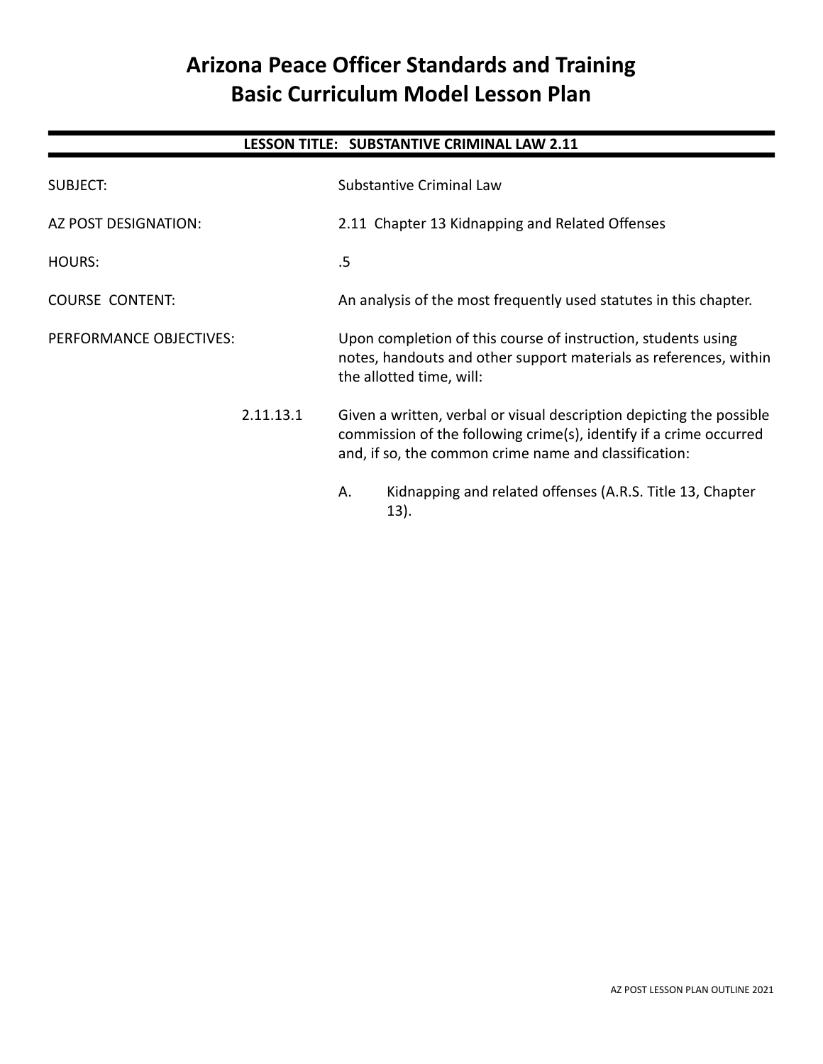# Arizona Peace Officer Standards and Training
# Basic Curriculum Model Lesson Plan

**LESSON TITLE: SUBSTANTIVE CRIMINAL LAW 2.11**

SUBJECT: Substantive Criminal Law

AZ POST DESIGNATION: 2.11 Chapter 13 Kidnapping and Related Offenses

HOURS: .5

COURSE CONTENT: An analysis of the most frequently used statutes in this chapter.

PERFORMANCE OBJECTIVES: Upon completion of this course of instruction, students using notes, handouts and other support materials as references, within the allotted time, will:

2.11.13.1 Given a written, verbal or visual description depicting the possible commission of the following crime(s), identify if a crime occurred and, if so, the common crime name and classification:

A. Kidnapping and related offenses (A.R.S. Title 13, Chapter 13).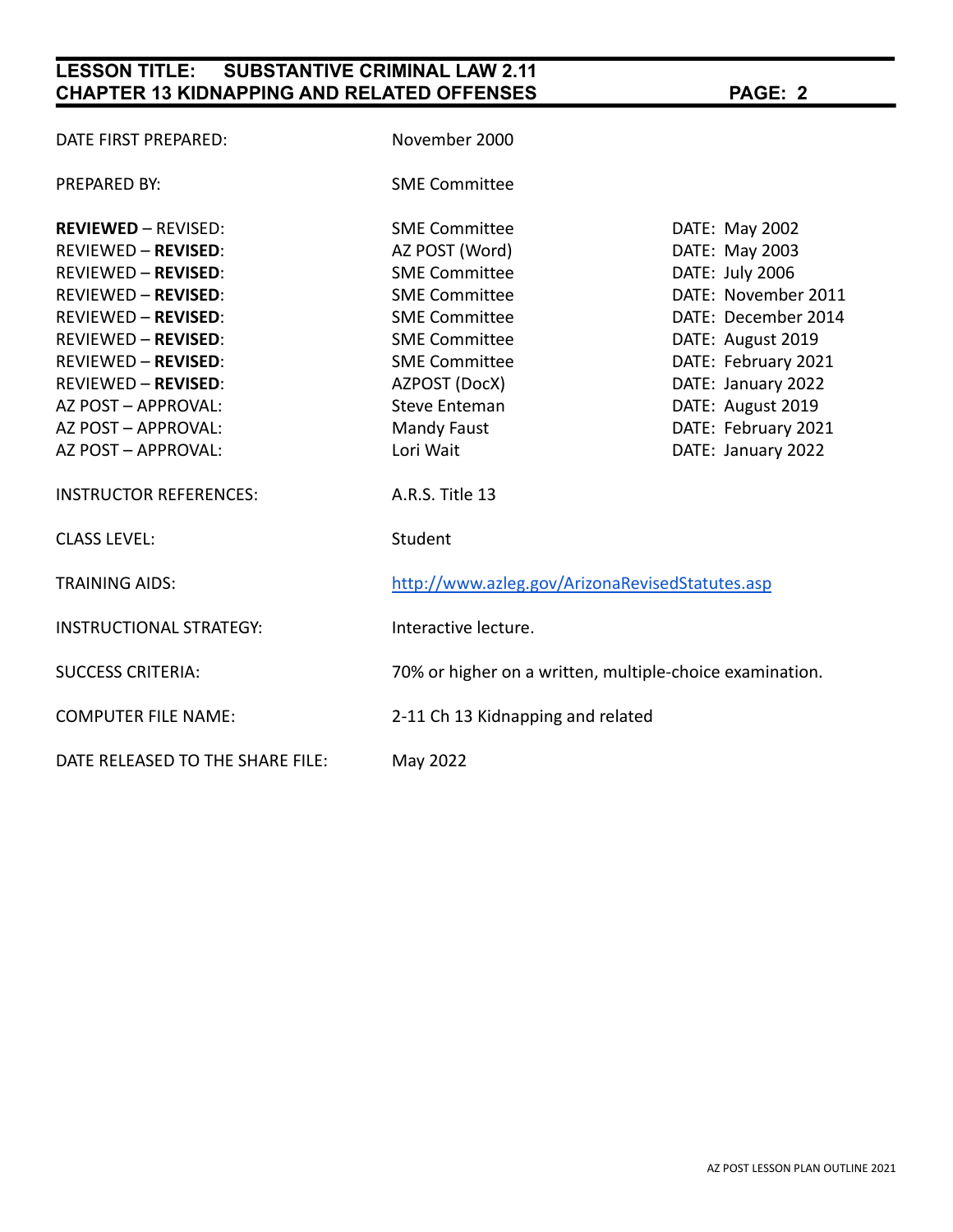| | | |
|---|---|---|
| DATE FIRST PREPARED: | November 2000 | |
| PREPARED BY: | SME Committee | |
| **REVIEWED** – REVISED: | SME Committee | DATE: May 2002 |
| REVIEWED – **REVISED**: | AZ POST (Word) | DATE: May 2003 |
| REVIEWED – **REVISED**: | SME Committee | DATE: July 2006 |
| REVIEWED – **REVISED**: | SME Committee | DATE: November 2011 |
| REVIEWED – **REVISED**: | SME Committee | DATE: December 2014 |
| REVIEWED – **REVISED**: | SME Committee | DATE: August 2019 |
| REVIEWED – **REVISED**: | SME Committee | DATE: February 2021 |
| REVIEWED – **REVISED**: | AZPOST (DocX) | DATE: January 2022 |
| AZ POST – APPROVAL: | Steve Enteman | DATE: August 2019 |
| AZ POST – APPROVAL: | Mandy Faust | DATE: February 2021 |
| AZ POST – APPROVAL: | Lori Wait | DATE: January 2022 |
| INSTRUCTOR REFERENCES: | A.R.S. Title 13 | |
| CLASS LEVEL: | Student | |
| TRAINING AIDS: | http://www.azleg.gov/ArizonaRevisedStatutes.asp | |
| INSTRUCTIONAL STRATEGY: | Interactive lecture. | |
| SUCCESS CRITERIA: | 70% or higher on a written, multiple-choice examination. | |
| COMPUTER FILE NAME: | 2-11 Ch 13 Kidnapping and related | |
| DATE RELEASED TO THE SHARE FILE: | May 2022 | |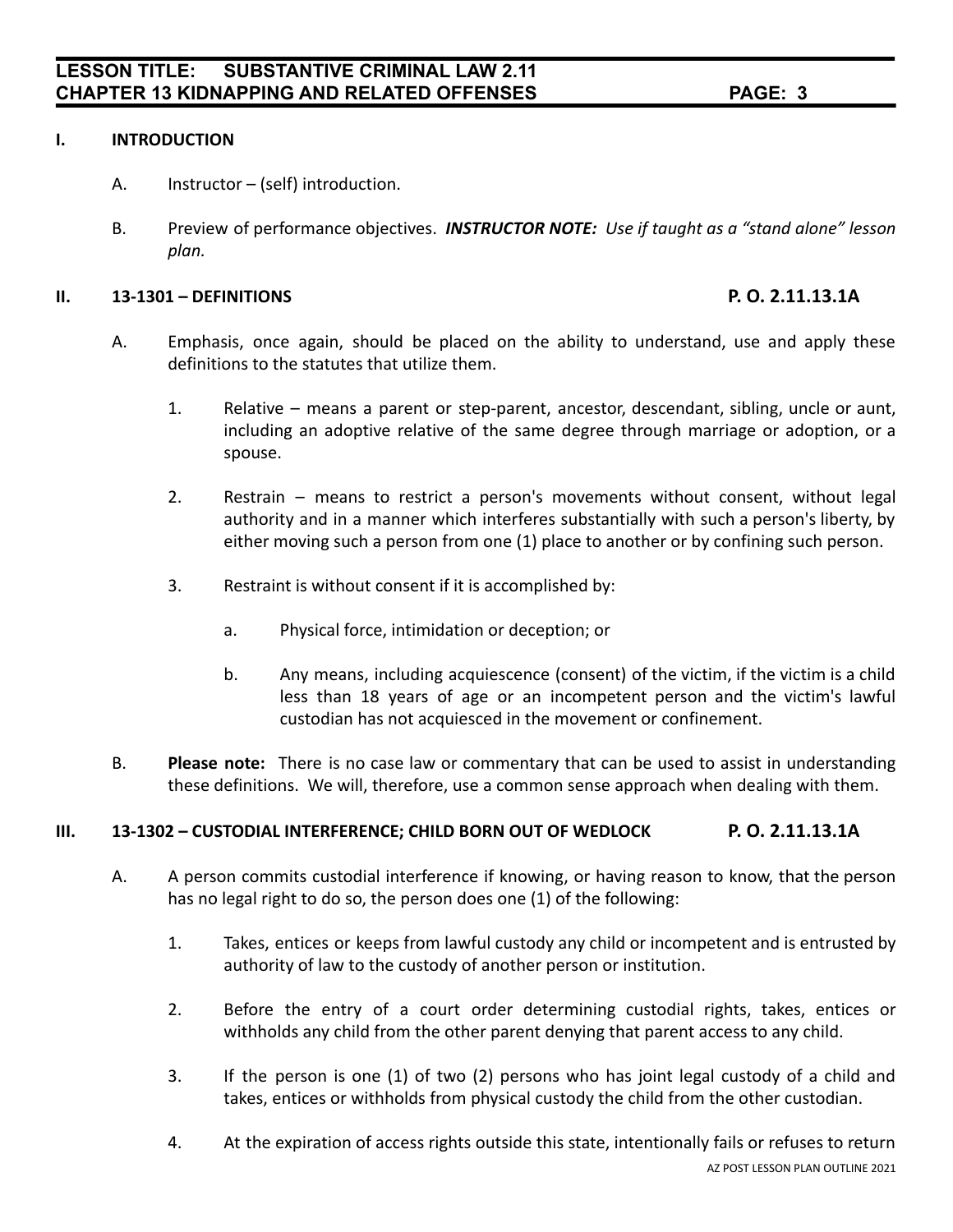## I. INTRODUCTION

A. Instructor – (self) introduction.

B. Preview of performance objectives. ***INSTRUCTOR NOTE:*** *Use if taught as a "stand alone" lesson plan.*

## II. 13-1301 – DEFINITIONS — P. O. 2.11.13.1A

A. Emphasis, once again, should be placed on the ability to understand, use and apply these definitions to the statutes that utilize them.

1. Relative – means a parent or step-parent, ancestor, descendant, sibling, uncle or aunt, including an adoptive relative of the same degree through marriage or adoption, or a spouse.

2. Restrain – means to restrict a person's movements without consent, without legal authority and in a manner which interferes substantially with such a person's liberty, by either moving such a person from one (1) place to another or by confining such person.

3. Restraint is without consent if it is accomplished by:

   a. Physical force, intimidation or deception; or

   b. Any means, including acquiescence (consent) of the victim, if the victim is a child less than 18 years of age or an incompetent person and the victim's lawful custodian has not acquiesced in the movement or confinement.

B. **Please note:** There is no case law or commentary that can be used to assist in understanding these definitions. We will, therefore, use a common sense approach when dealing with them.

## III. 13-1302 – CUSTODIAL INTERFERENCE; CHILD BORN OUT OF WEDLOCK — P. O. 2.11.13.1A

A. A person commits custodial interference if knowing, or having reason to know, that the person has no legal right to do so, the person does one (1) of the following:

1. Takes, entices or keeps from lawful custody any child or incompetent and is entrusted by authority of law to the custody of another person or institution.

2. Before the entry of a court order determining custodial rights, takes, entices or withholds any child from the other parent denying that parent access to any child.

3. If the person is one (1) of two (2) persons who has joint legal custody of a child and takes, entices or withholds from physical custody the child from the other custodian.

4. At the expiration of access rights outside this state, intentionally fails or refuses to return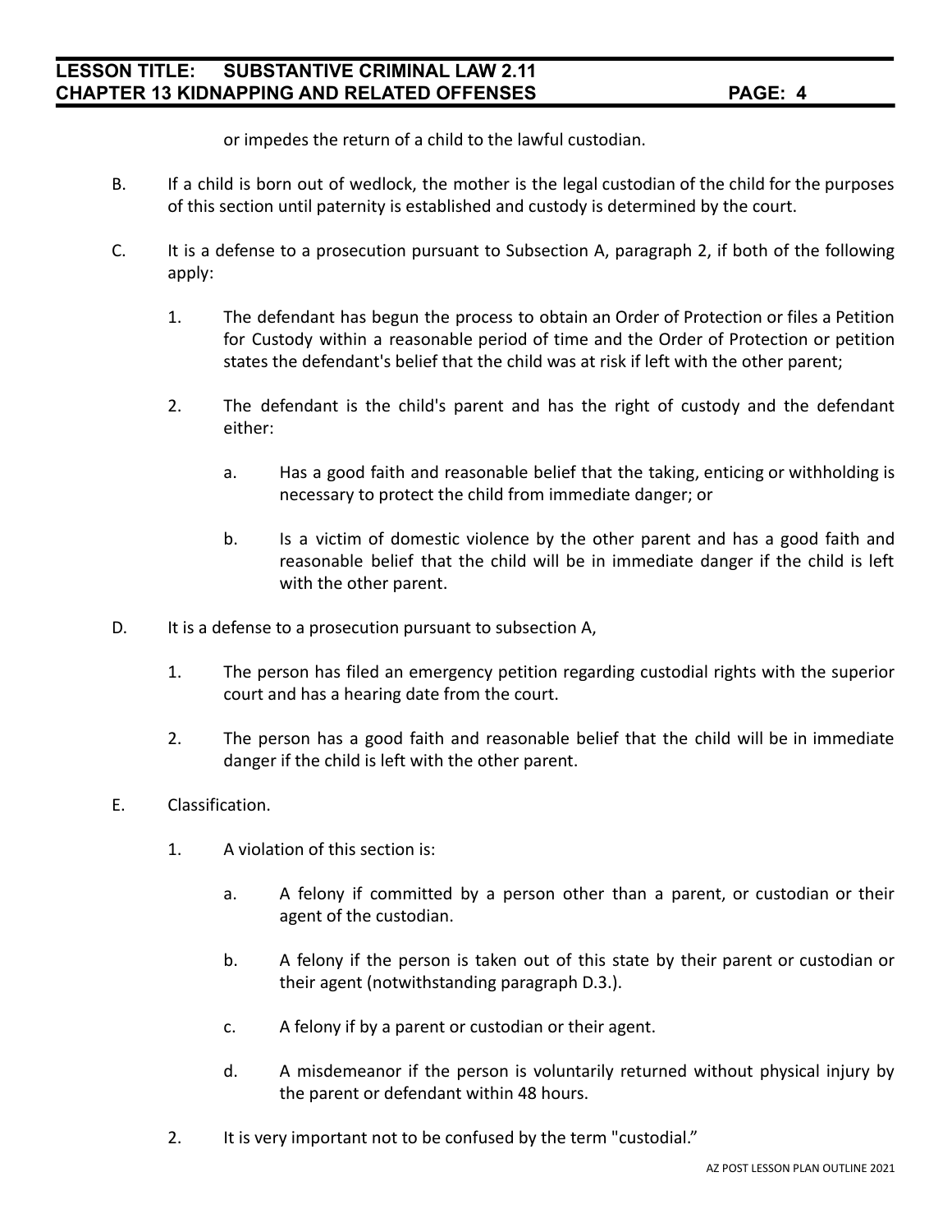or impedes the return of a child to the lawful custodian.

B. If a child is born out of wedlock, the mother is the legal custodian of the child for the purposes of this section until paternity is established and custody is determined by the court.

C. It is a defense to a prosecution pursuant to Subsection A, paragraph 2, if both of the following apply:

   1. The defendant has begun the process to obtain an Order of Protection or files a Petition for Custody within a reasonable period of time and the Order of Protection or petition states the defendant's belief that the child was at risk if left with the other parent;

   2. The defendant is the child's parent and has the right of custody and the defendant either:

      a. Has a good faith and reasonable belief that the taking, enticing or withholding is necessary to protect the child from immediate danger; or

      b. Is a victim of domestic violence by the other parent and has a good faith and reasonable belief that the child will be in immediate danger if the child is left with the other parent.

D. It is a defense to a prosecution pursuant to subsection A,

   1. The person has filed an emergency petition regarding custodial rights with the superior court and has a hearing date from the court.

   2. The person has a good faith and reasonable belief that the child will be in immediate danger if the child is left with the other parent.

E. Classification.

   1. A violation of this section is:

      a. A felony if committed by a person other than a parent, or custodian or their agent of the custodian.

      b. A felony if the person is taken out of this state by their parent or custodian or their agent (notwithstanding paragraph D.3.).

      c. A felony if by a parent or custodian or their agent.

      d. A misdemeanor if the person is voluntarily returned without physical injury by the parent or defendant within 48 hours.

   2. It is very important not to be confused by the term "custodial."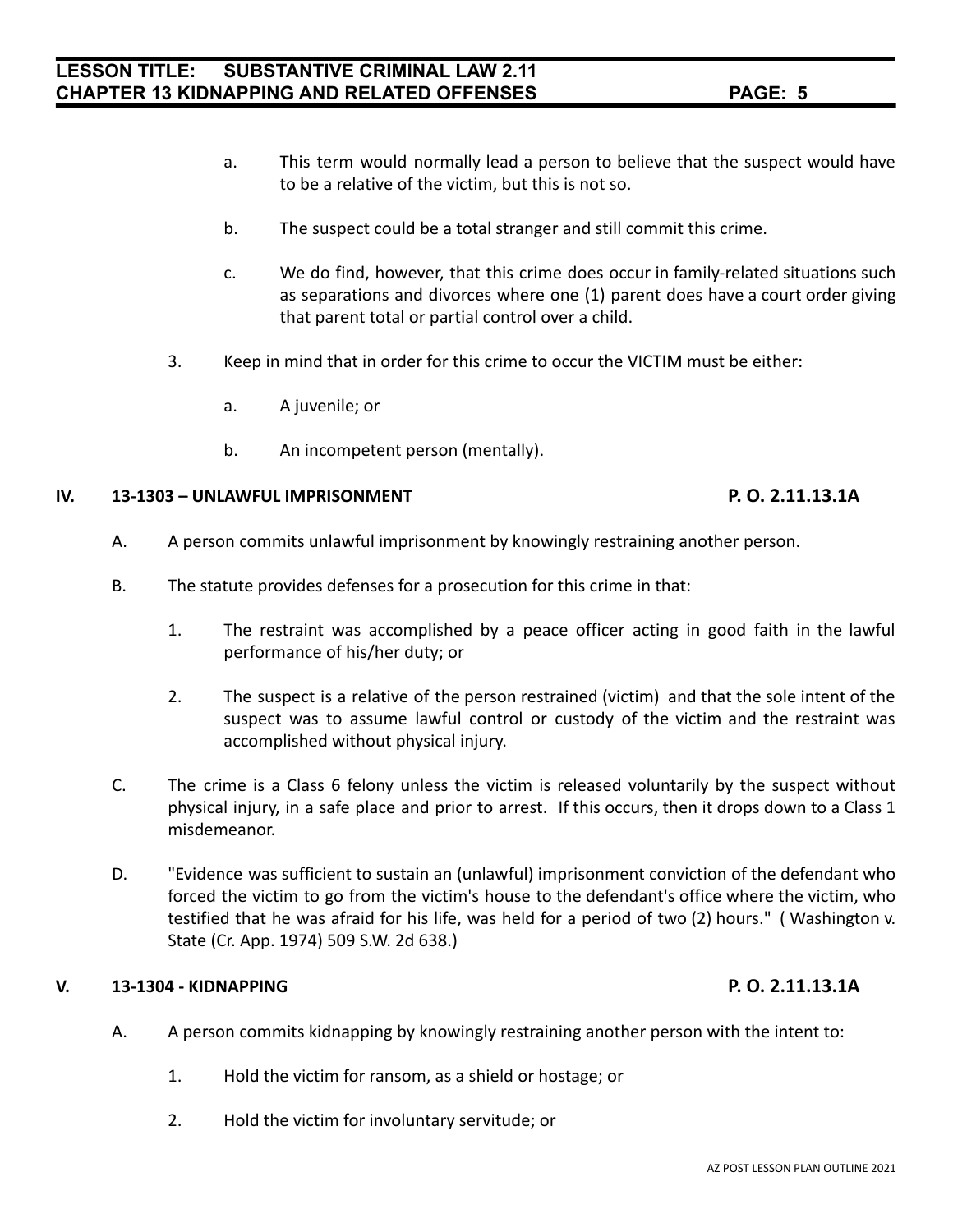a. This term would normally lead a person to believe that the suspect would have to be a relative of the victim, but this is not so.

b. The suspect could be a total stranger and still commit this crime.

c. We do find, however, that this crime does occur in family-related situations such as separations and divorces where one (1) parent does have a court order giving that parent total or partial control over a child.

3. Keep in mind that in order for this crime to occur the VICTIM must be either:

   a. A juvenile; or

   b. An incompetent person (mentally).

## IV. 13-1303 – UNLAWFUL IMPRISONMENT — P. O. 2.11.13.1A

A. A person commits unlawful imprisonment by knowingly restraining another person.

B. The statute provides defenses for a prosecution for this crime in that:

   1. The restraint was accomplished by a peace officer acting in good faith in the lawful performance of his/her duty; or

   2. The suspect is a relative of the person restrained (victim) and that the sole intent of the suspect was to assume lawful control or custody of the victim and the restraint was accomplished without physical injury.

C. The crime is a Class 6 felony unless the victim is released voluntarily by the suspect without physical injury, in a safe place and prior to arrest. If this occurs, then it drops down to a Class 1 misdemeanor.

D. "Evidence was sufficient to sustain an (unlawful) imprisonment conviction of the defendant who forced the victim to go from the victim's house to the defendant's office where the victim, who testified that he was afraid for his life, was held for a period of two (2) hours." ( Washington v. State (Cr. App. 1974) 509 S.W. 2d 638.)

## V. 13-1304 - KIDNAPPING — P. O. 2.11.13.1A

A. A person commits kidnapping by knowingly restraining another person with the intent to:

   1. Hold the victim for ransom, as a shield or hostage; or

   2. Hold the victim for involuntary servitude; or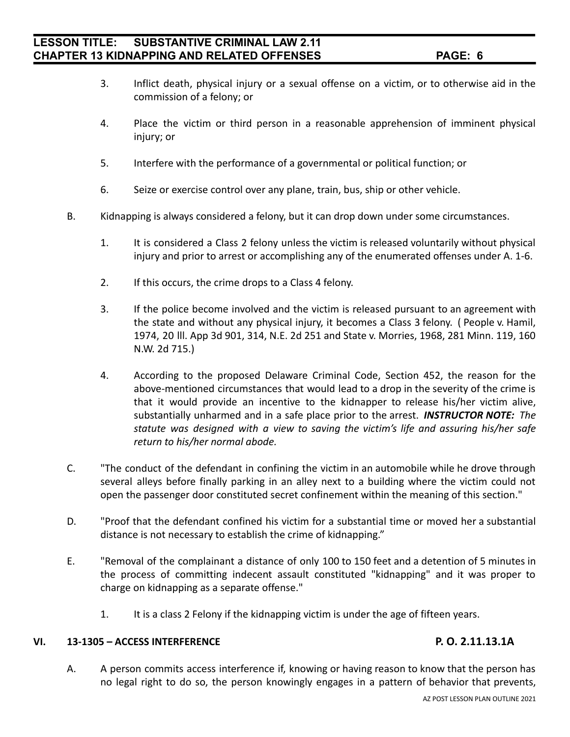3. Inflict death, physical injury or a sexual offense on a victim, or to otherwise aid in the commission of a felony; or

4. Place the victim or third person in a reasonable apprehension of imminent physical injury; or

5. Interfere with the performance of a governmental or political function; or

6. Seize or exercise control over any plane, train, bus, ship or other vehicle.

B. Kidnapping is always considered a felony, but it can drop down under some circumstances.

   1. It is considered a Class 2 felony unless the victim is released voluntarily without physical injury and prior to arrest or accomplishing any of the enumerated offenses under A. 1-6.

   2. If this occurs, the crime drops to a Class 4 felony.

   3. If the police become involved and the victim is released pursuant to an agreement with the state and without any physical injury, it becomes a Class 3 felony. ( People v. Hamil, 1974, 20 lll. App 3d 901, 314, N.E. 2d 251 and State v. Morries, 1968, 281 Minn. 119, 160 N.W. 2d 715.)

   4. According to the proposed Delaware Criminal Code, Section 452, the reason for the above-mentioned circumstances that would lead to a drop in the severity of the crime is that it would provide an incentive to the kidnapper to release his/her victim alive, substantially unharmed and in a safe place prior to the arrest. ***INSTRUCTOR NOTE:*** *The statute was designed with a view to saving the victim's life and assuring his/her safe return to his/her normal abode.*

C. "The conduct of the defendant in confining the victim in an automobile while he drove through several alleys before finally parking in an alley next to a building where the victim could not open the passenger door constituted secret confinement within the meaning of this section."

D. "Proof that the defendant confined his victim for a substantial time or moved her a substantial distance is not necessary to establish the crime of kidnapping."

E. "Removal of the complainant a distance of only 100 to 150 feet and a detention of 5 minutes in the process of committing indecent assault constituted "kidnapping" and it was proper to charge on kidnapping as a separate offense."

   1. It is a class 2 Felony if the kidnapping victim is under the age of fifteen years.

## VI. 13-1305 – ACCESS INTERFERENCE — P. O. 2.11.13.1A

A. A person commits access interference if, knowing or having reason to know that the person has no legal right to do so, the person knowingly engages in a pattern of behavior that prevents,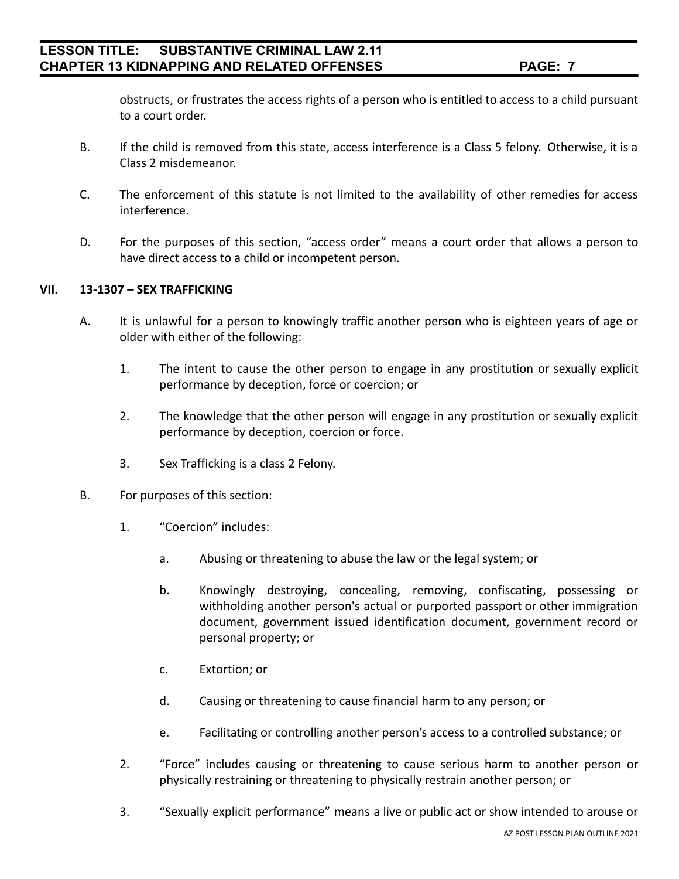obstructs, or frustrates the access rights of a person who is entitled to access to a child pursuant to a court order.

B. If the child is removed from this state, access interference is a Class 5 felony. Otherwise, it is a Class 2 misdemeanor.

C. The enforcement of this statute is not limited to the availability of other remedies for access interference.

D. For the purposes of this section, "access order" means a court order that allows a person to have direct access to a child or incompetent person.

## VII. 13-1307 – SEX TRAFFICKING

A. It is unlawful for a person to knowingly traffic another person who is eighteen years of age or older with either of the following:

   1. The intent to cause the other person to engage in any prostitution or sexually explicit performance by deception, force or coercion; or

   2. The knowledge that the other person will engage in any prostitution or sexually explicit performance by deception, coercion or force.

   3. Sex Trafficking is a class 2 Felony.

B. For purposes of this section:

   1. "Coercion" includes:

      a. Abusing or threatening to abuse the law or the legal system; or

      b. Knowingly destroying, concealing, removing, confiscating, possessing or withholding another person's actual or purported passport or other immigration document, government issued identification document, government record or personal property; or

      c. Extortion; or

      d. Causing or threatening to cause financial harm to any person; or

      e. Facilitating or controlling another person's access to a controlled substance; or

   2. "Force" includes causing or threatening to cause serious harm to another person or physically restraining or threatening to physically restrain another person; or

   3. "Sexually explicit performance" means a live or public act or show intended to arouse or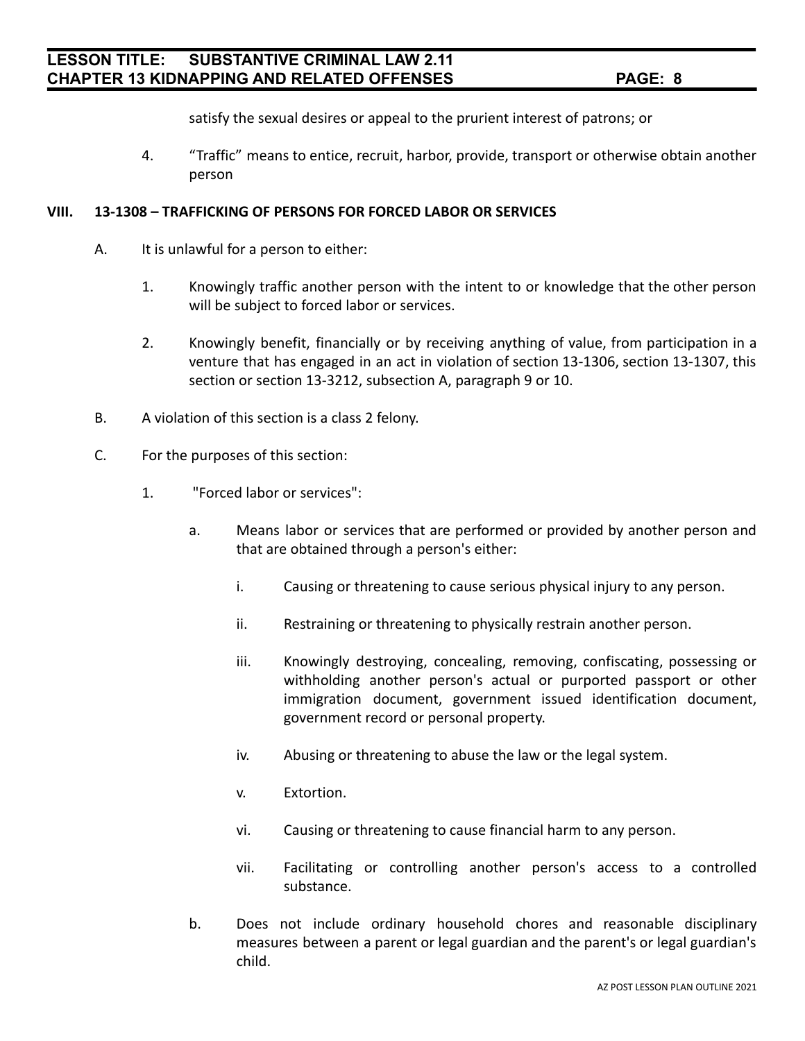satisfy the sexual desires or appeal to the prurient interest of patrons; or

4. "Traffic" means to entice, recruit, harbor, provide, transport or otherwise obtain another person

## VIII. 13-1308 – TRAFFICKING OF PERSONS FOR FORCED LABOR OR SERVICES

A. It is unlawful for a person to either:

1. Knowingly traffic another person with the intent to or knowledge that the other person will be subject to forced labor or services.

2. Knowingly benefit, financially or by receiving anything of value, from participation in a venture that has engaged in an act in violation of section 13-1306, section 13-1307, this section or section 13-3212, subsection A, paragraph 9 or 10.

B. A violation of this section is a class 2 felony.

C. For the purposes of this section:

1. "Forced labor or services":

   a. Means labor or services that are performed or provided by another person and that are obtained through a person's either:

      i. Causing or threatening to cause serious physical injury to any person.

      ii. Restraining or threatening to physically restrain another person.

      iii. Knowingly destroying, concealing, removing, confiscating, possessing or withholding another person's actual or purported passport or other immigration document, government issued identification document, government record or personal property.

      iv. Abusing or threatening to abuse the law or the legal system.

      v. Extortion.

      vi. Causing or threatening to cause financial harm to any person.

      vii. Facilitating or controlling another person's access to a controlled substance.

   b. Does not include ordinary household chores and reasonable disciplinary measures between a parent or legal guardian and the parent's or legal guardian's child.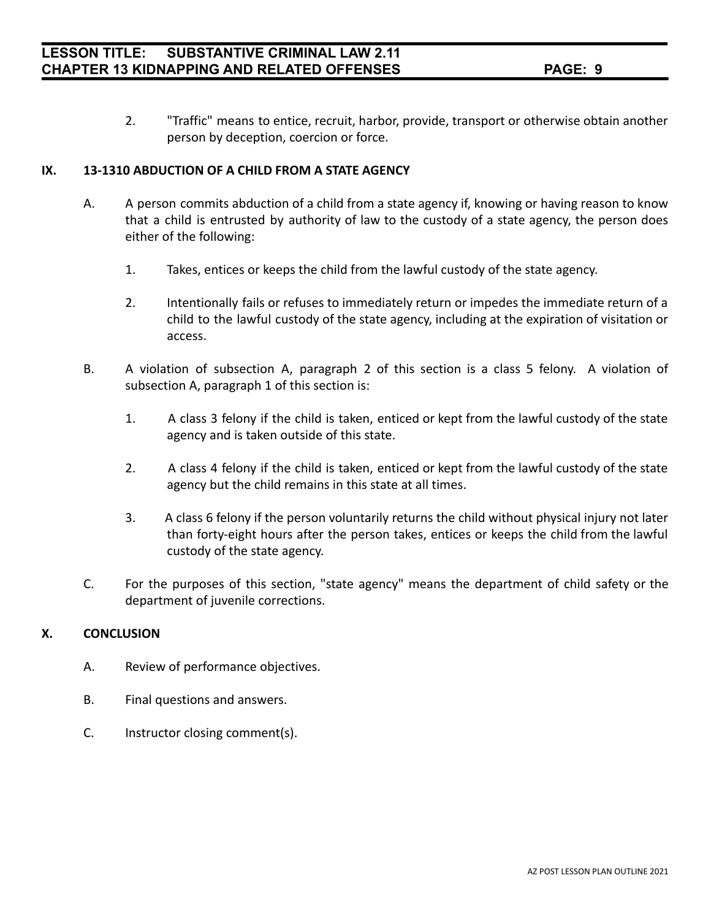2. "Traffic" means to entice, recruit, harbor, provide, transport or otherwise obtain another person by deception, coercion or force.

## IX. 13-1310 ABDUCTION OF A CHILD FROM A STATE AGENCY

A. A person commits abduction of a child from a state agency if, knowing or having reason to know that a child is entrusted by authority of law to the custody of a state agency, the person does either of the following:

1. Takes, entices or keeps the child from the lawful custody of the state agency.

2. Intentionally fails or refuses to immediately return or impedes the immediate return of a child to the lawful custody of the state agency, including at the expiration of visitation or access.

B. A violation of subsection A, paragraph 2 of this section is a class 5 felony. A violation of subsection A, paragraph 1 of this section is:

1. A class 3 felony if the child is taken, enticed or kept from the lawful custody of the state agency and is taken outside of this state.

2. A class 4 felony if the child is taken, enticed or kept from the lawful custody of the state agency but the child remains in this state at all times.

3. A class 6 felony if the person voluntarily returns the child without physical injury not later than forty-eight hours after the person takes, entices or keeps the child from the lawful custody of the state agency.

C. For the purposes of this section, "state agency" means the department of child safety or the department of juvenile corrections.

## X. CONCLUSION

A. Review of performance objectives.

B. Final questions and answers.

C. Instructor closing comment(s).